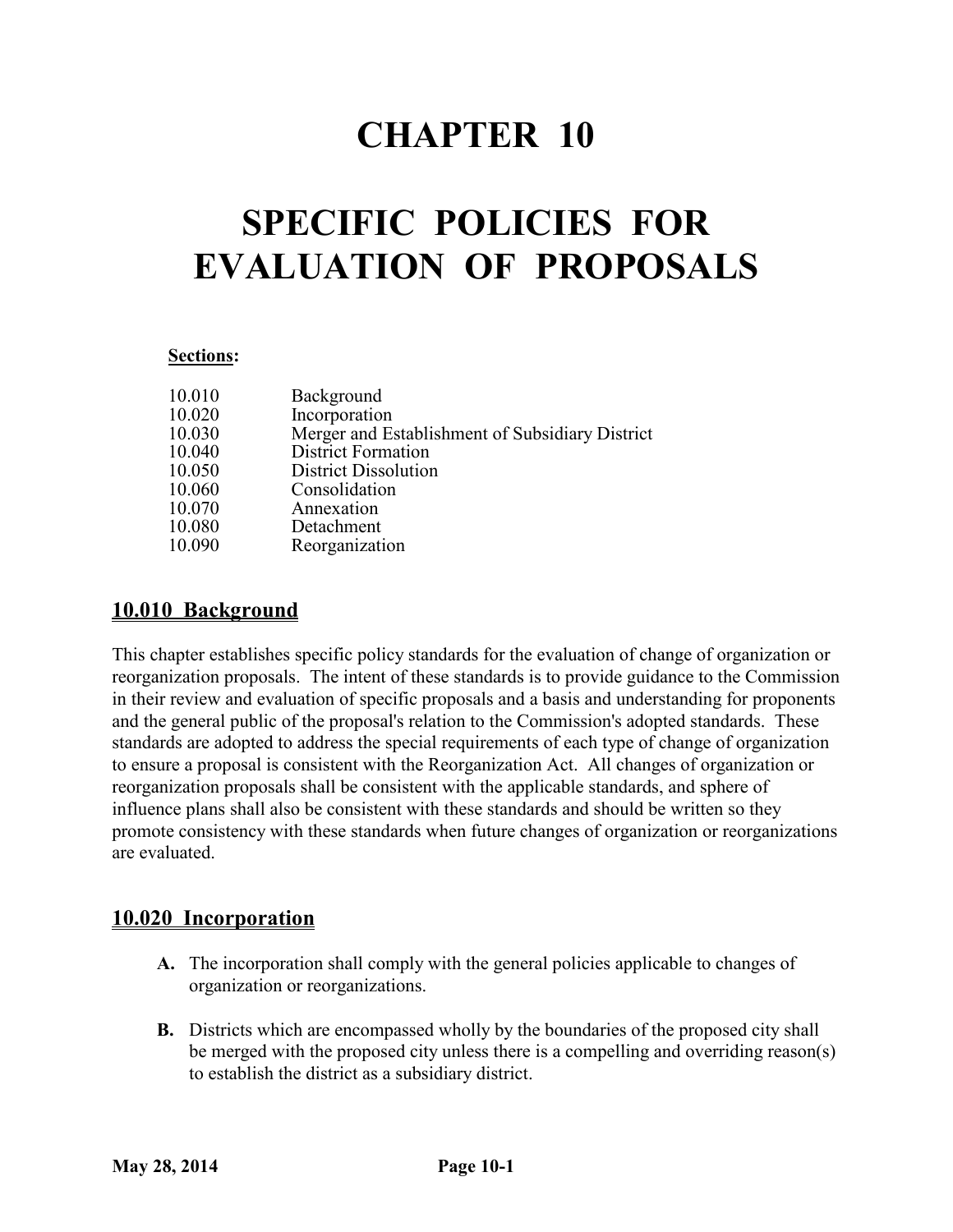# CHAPTER 10

# SPECIFIC POLICIES FOR EVALUATION OF PROPOSALS

**Sections:**

| | |
|---|---|
| 10.010 | Background |
| 10.020 | Incorporation |
| 10.030 | Merger and Establishment of Subsidiary District |
| 10.040 | District Formation |
| 10.050 | District Dissolution |
| 10.060 | Consolidation |
| 10.070 | Annexation |
| 10.080 | Detachment |
| 10.090 | Reorganization |

## 10.010 Background

This chapter establishes specific policy standards for the evaluation of change of organization or reorganization proposals. The intent of these standards is to provide guidance to the Commission in their review and evaluation of specific proposals and a basis and understanding for proponents and the general public of the proposal's relation to the Commission's adopted standards. These standards are adopted to address the special requirements of each type of change of organization to ensure a proposal is consistent with the Reorganization Act. All changes of organization or reorganization proposals shall be consistent with the applicable standards, and sphere of influence plans shall also be consistent with these standards and should be written so they promote consistency with these standards when future changes of organization or reorganizations are evaluated.

## 10.020 Incorporation

**A.** The incorporation shall comply with the general policies applicable to changes of organization or reorganizations.

**B.** Districts which are encompassed wholly by the boundaries of the proposed city shall be merged with the proposed city unless there is a compelling and overriding reason(s) to establish the district as a subsidiary district.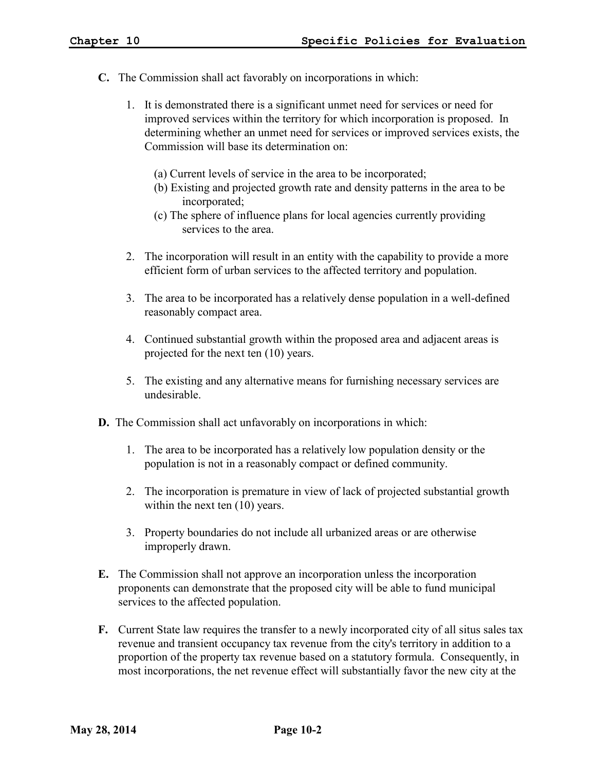**C.** The Commission shall act favorably on incorporations in which:

1. It is demonstrated there is a significant unmet need for services or need for improved services within the territory for which incorporation is proposed. In determining whether an unmet need for services or improved services exists, the Commission will base its determination on:

   (a) Current levels of service in the area to be incorporated;
   (b) Existing and projected growth rate and density patterns in the area to be incorporated;
   (c) The sphere of influence plans for local agencies currently providing services to the area.

2. The incorporation will result in an entity with the capability to provide a more efficient form of urban services to the affected territory and population.

3. The area to be incorporated has a relatively dense population in a well-defined reasonably compact area.

4. Continued substantial growth within the proposed area and adjacent areas is projected for the next ten (10) years.

5. The existing and any alternative means for furnishing necessary services are undesirable.

**D.** The Commission shall act unfavorably on incorporations in which:

1. The area to be incorporated has a relatively low population density or the population is not in a reasonably compact or defined community.

2. The incorporation is premature in view of lack of projected substantial growth within the next ten (10) years.

3. Property boundaries do not include all urbanized areas or are otherwise improperly drawn.

**E.** The Commission shall not approve an incorporation unless the incorporation proponents can demonstrate that the proposed city will be able to fund municipal services to the affected population.

**F.** Current State law requires the transfer to a newly incorporated city of all situs sales tax revenue and transient occupancy tax revenue from the city's territory in addition to a proportion of the property tax revenue based on a statutory formula. Consequently, in most incorporations, the net revenue effect will substantially favor the new city at the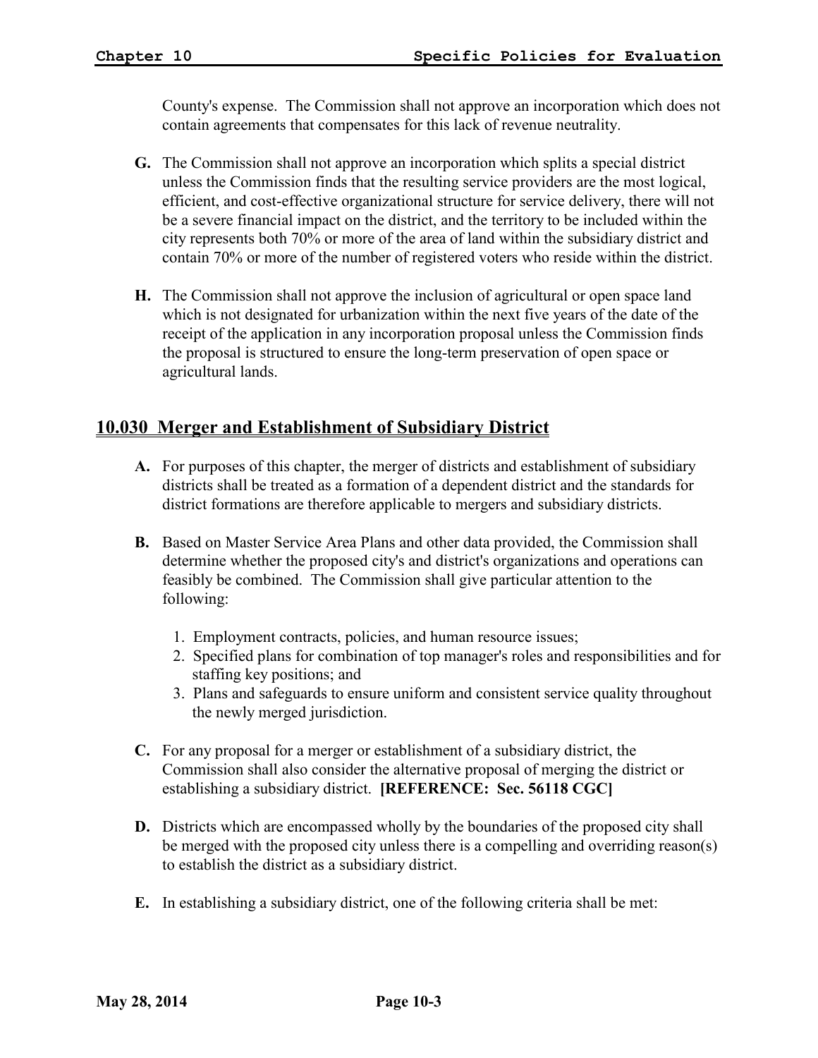County's expense. The Commission shall not approve an incorporation which does not contain agreements that compensates for this lack of revenue neutrality.

**G.** The Commission shall not approve an incorporation which splits a special district unless the Commission finds that the resulting service providers are the most logical, efficient, and cost-effective organizational structure for service delivery, there will not be a severe financial impact on the district, and the territory to be included within the city represents both 70% or more of the area of land within the subsidiary district and contain 70% or more of the number of registered voters who reside within the district.

**H.** The Commission shall not approve the inclusion of agricultural or open space land which is not designated for urbanization within the next five years of the date of the receipt of the application in any incorporation proposal unless the Commission finds the proposal is structured to ensure the long-term preservation of open space or agricultural lands.

## 10.030 Merger and Establishment of Subsidiary District

**A.** For purposes of this chapter, the merger of districts and establishment of subsidiary districts shall be treated as a formation of a dependent district and the standards for district formations are therefore applicable to mergers and subsidiary districts.

**B.** Based on Master Service Area Plans and other data provided, the Commission shall determine whether the proposed city's and district's organizations and operations can feasibly be combined. The Commission shall give particular attention to the following:

1. Employment contracts, policies, and human resource issues;
2. Specified plans for combination of top manager's roles and responsibilities and for staffing key positions; and
3. Plans and safeguards to ensure uniform and consistent service quality throughout the newly merged jurisdiction.

**C.** For any proposal for a merger or establishment of a subsidiary district, the Commission shall also consider the alternative proposal of merging the district or establishing a subsidiary district. **[REFERENCE: Sec. 56118 CGC]**

**D.** Districts which are encompassed wholly by the boundaries of the proposed city shall be merged with the proposed city unless there is a compelling and overriding reason(s) to establish the district as a subsidiary district.

**E.** In establishing a subsidiary district, one of the following criteria shall be met: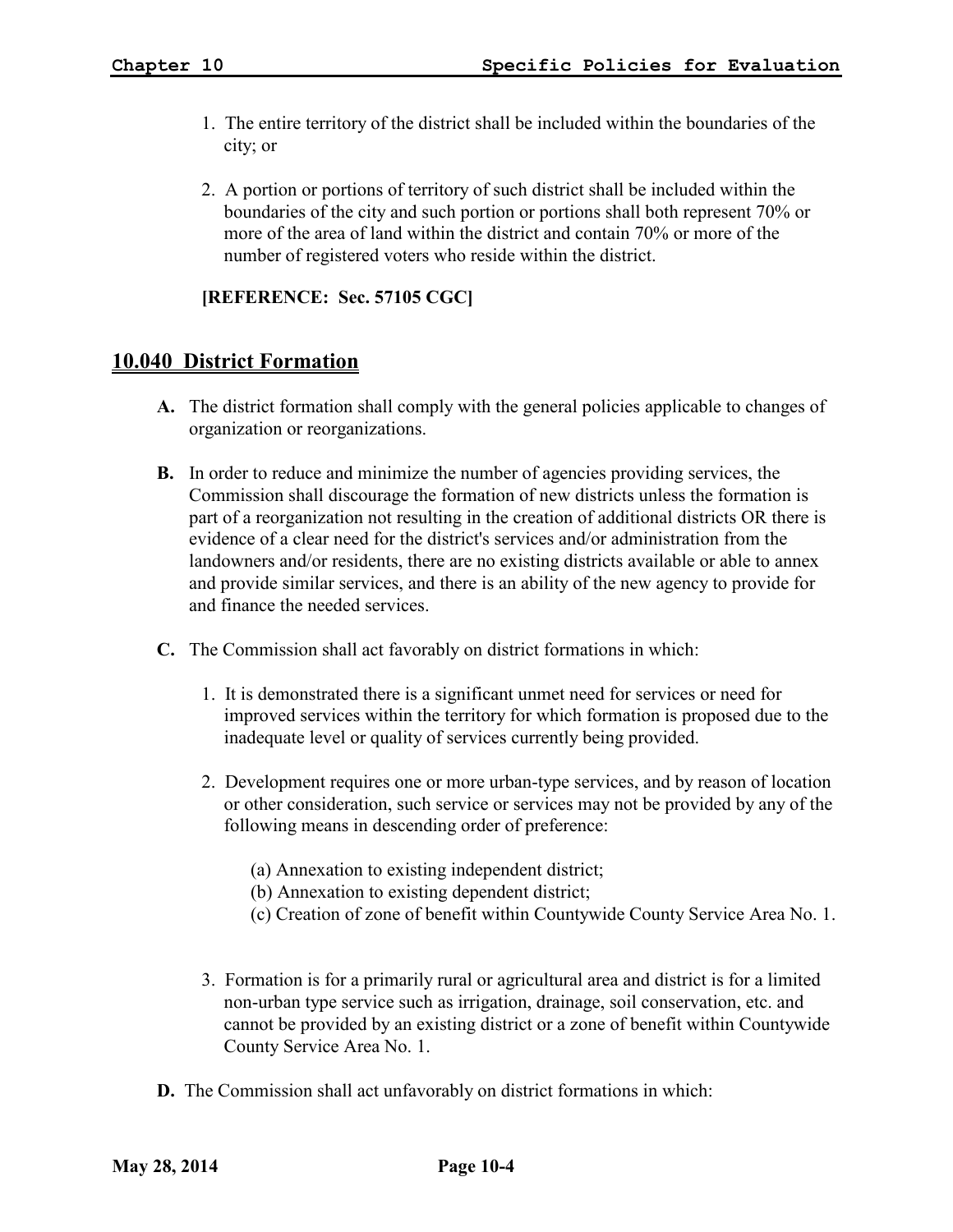1. The entire territory of the district shall be included within the boundaries of the city; or

2. A portion or portions of territory of such district shall be included within the boundaries of the city and such portion or portions shall both represent 70% or more of the area of land within the district and contain 70% or more of the number of registered voters who reside within the district.

**[REFERENCE: Sec. 57105 CGC]**

## 10.040 District Formation

**A.** The district formation shall comply with the general policies applicable to changes of organization or reorganizations.

**B.** In order to reduce and minimize the number of agencies providing services, the Commission shall discourage the formation of new districts unless the formation is part of a reorganization not resulting in the creation of additional districts OR there is evidence of a clear need for the district's services and/or administration from the landowners and/or residents, there are no existing districts available or able to annex and provide similar services, and there is an ability of the new agency to provide for and finance the needed services.

**C.** The Commission shall act favorably on district formations in which:

1. It is demonstrated there is a significant unmet need for services or need for improved services within the territory for which formation is proposed due to the inadequate level or quality of services currently being provided.

2. Development requires one or more urban-type services, and by reason of location or other consideration, such service or services may not be provided by any of the following means in descending order of preference:

   (a) Annexation to existing independent district;
   (b) Annexation to existing dependent district;
   (c) Creation of zone of benefit within Countywide County Service Area No. 1.

3. Formation is for a primarily rural or agricultural area and district is for a limited non-urban type service such as irrigation, drainage, soil conservation, etc. and cannot be provided by an existing district or a zone of benefit within Countywide County Service Area No. 1.

**D.** The Commission shall act unfavorably on district formations in which: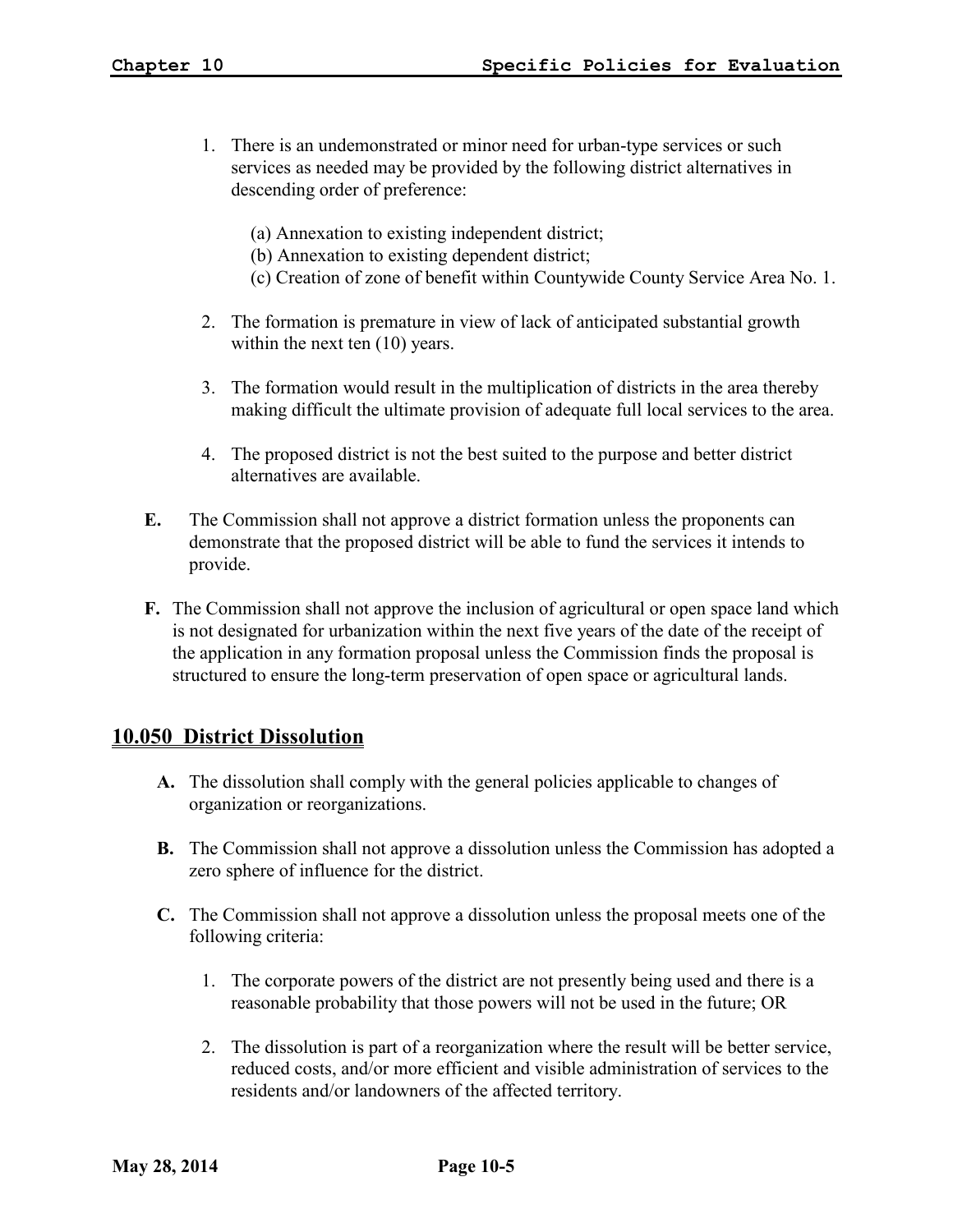1. There is an undemonstrated or minor need for urban-type services or such services as needed may be provided by the following district alternatives in descending order of preference:

   (a) Annexation to existing independent district;
   (b) Annexation to existing dependent district;
   (c) Creation of zone of benefit within Countywide County Service Area No. 1.

2. The formation is premature in view of lack of anticipated substantial growth within the next ten (10) years.

3. The formation would result in the multiplication of districts in the area thereby making difficult the ultimate provision of adequate full local services to the area.

4. The proposed district is not the best suited to the purpose and better district alternatives are available.

**E.** The Commission shall not approve a district formation unless the proponents can demonstrate that the proposed district will be able to fund the services it intends to provide.

**F.** The Commission shall not approve the inclusion of agricultural or open space land which is not designated for urbanization within the next five years of the date of the receipt of the application in any formation proposal unless the Commission finds the proposal is structured to ensure the long-term preservation of open space or agricultural lands.

## 10.050 District Dissolution

**A.** The dissolution shall comply with the general policies applicable to changes of organization or reorganizations.

**B.** The Commission shall not approve a dissolution unless the Commission has adopted a zero sphere of influence for the district.

**C.** The Commission shall not approve a dissolution unless the proposal meets one of the following criteria:

1. The corporate powers of the district are not presently being used and there is a reasonable probability that those powers will not be used in the future; OR

2. The dissolution is part of a reorganization where the result will be better service, reduced costs, and/or more efficient and visible administration of services to the residents and/or landowners of the affected territory.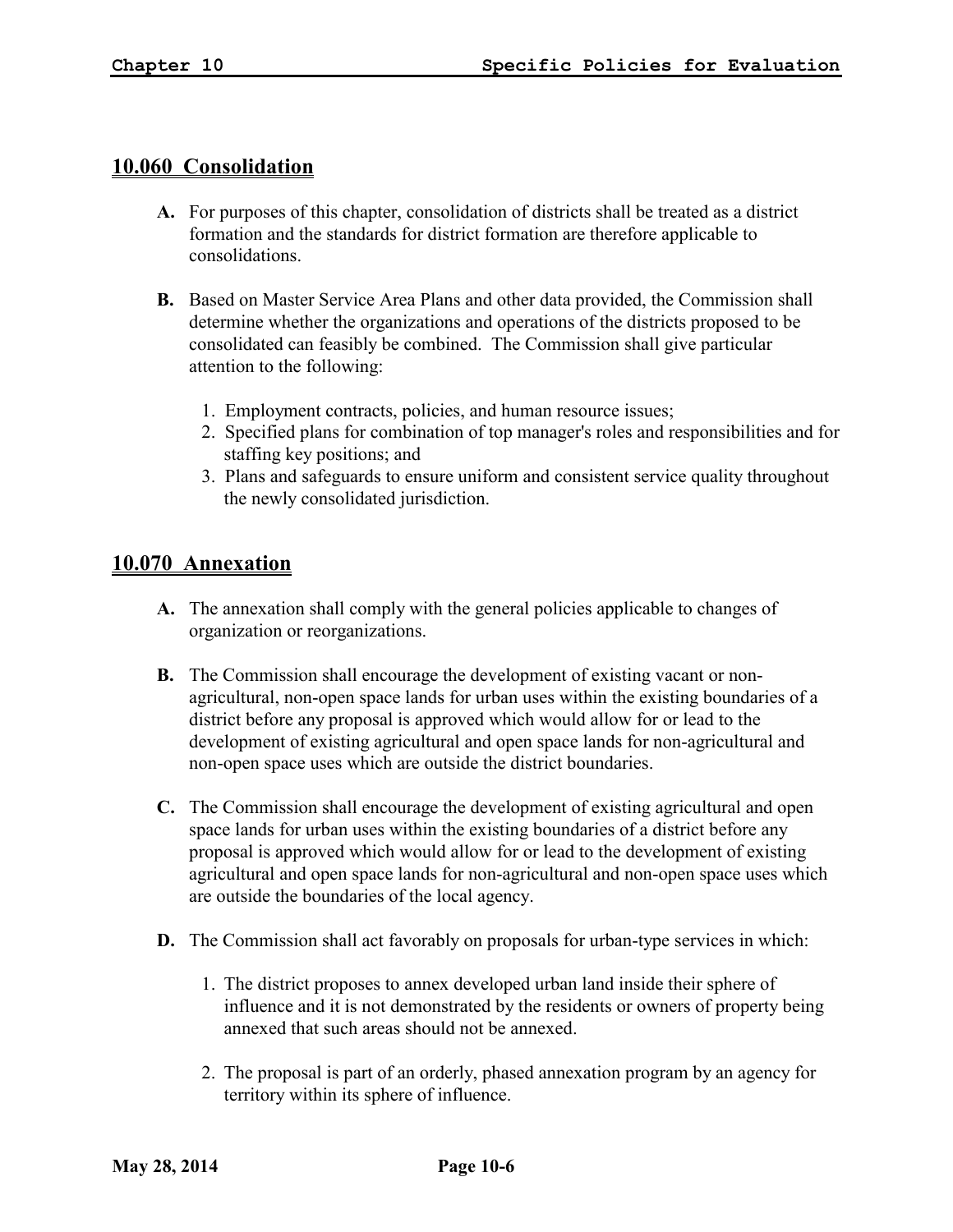## 10.060 Consolidation

**A.** For purposes of this chapter, consolidation of districts shall be treated as a district formation and the standards for district formation are therefore applicable to consolidations.

**B.** Based on Master Service Area Plans and other data provided, the Commission shall determine whether the organizations and operations of the districts proposed to be consolidated can feasibly be combined. The Commission shall give particular attention to the following:

1. Employment contracts, policies, and human resource issues;
2. Specified plans for combination of top manager's roles and responsibilities and for staffing key positions; and
3. Plans and safeguards to ensure uniform and consistent service quality throughout the newly consolidated jurisdiction.

## 10.070 Annexation

**A.** The annexation shall comply with the general policies applicable to changes of organization or reorganizations.

**B.** The Commission shall encourage the development of existing vacant or non-agricultural, non-open space lands for urban uses within the existing boundaries of a district before any proposal is approved which would allow for or lead to the development of existing agricultural and open space lands for non-agricultural and non-open space uses which are outside the district boundaries.

**C.** The Commission shall encourage the development of existing agricultural and open space lands for urban uses within the existing boundaries of a district before any proposal is approved which would allow for or lead to the development of existing agricultural and open space lands for non-agricultural and non-open space uses which are outside the boundaries of the local agency.

**D.** The Commission shall act favorably on proposals for urban-type services in which:

1. The district proposes to annex developed urban land inside their sphere of influence and it is not demonstrated by the residents or owners of property being annexed that such areas should not be annexed.

2. The proposal is part of an orderly, phased annexation program by an agency for territory within its sphere of influence.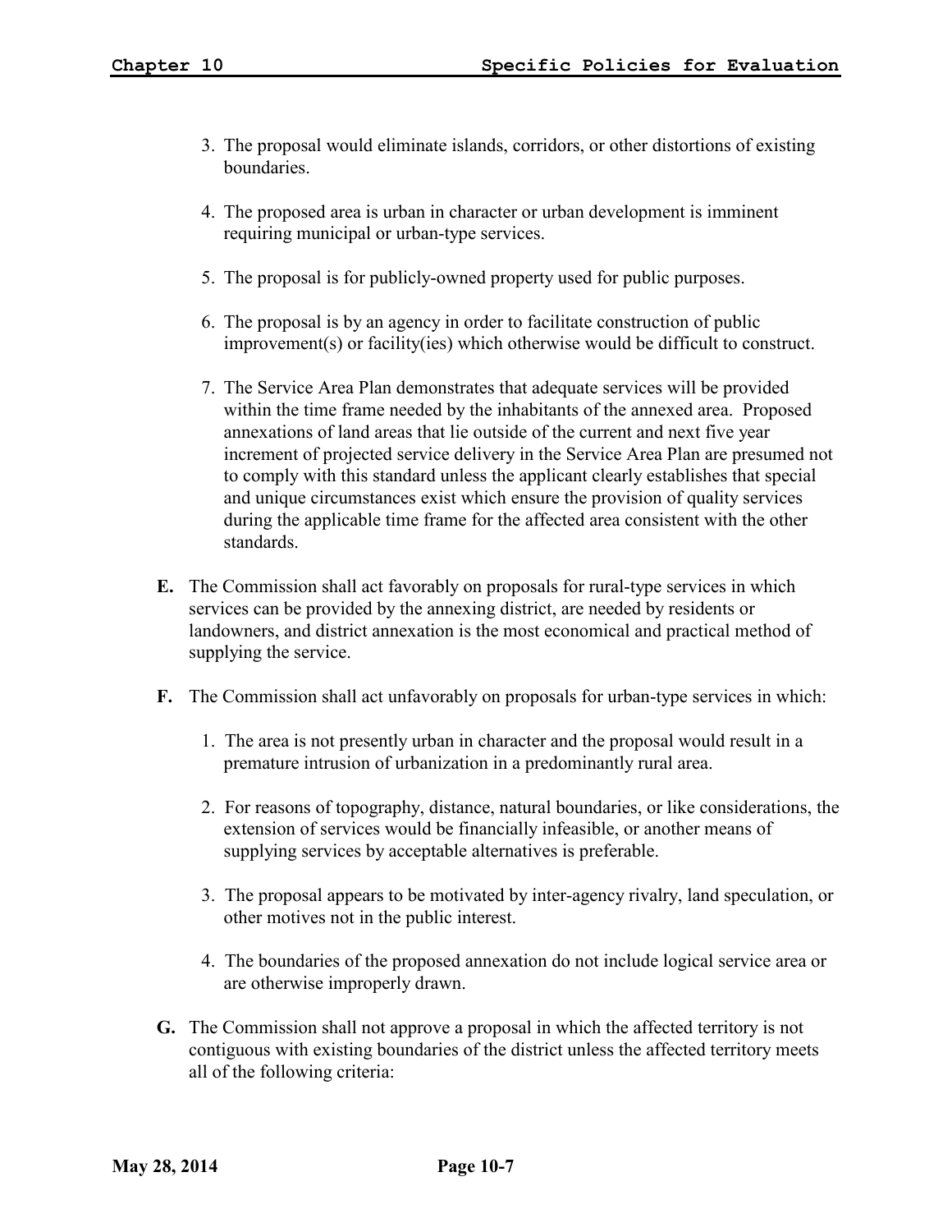3. The proposal would eliminate islands, corridors, or other distortions of existing boundaries.

4. The proposed area is urban in character or urban development is imminent requiring municipal or urban-type services.

5. The proposal is for publicly-owned property used for public purposes.

6. The proposal is by an agency in order to facilitate construction of public improvement(s) or facility(ies) which otherwise would be difficult to construct.

7. The Service Area Plan demonstrates that adequate services will be provided within the time frame needed by the inhabitants of the annexed area. Proposed annexations of land areas that lie outside of the current and next five year increment of projected service delivery in the Service Area Plan are presumed not to comply with this standard unless the applicant clearly establishes that special and unique circumstances exist which ensure the provision of quality services during the applicable time frame for the affected area consistent with the other standards.

**E.** The Commission shall act favorably on proposals for rural-type services in which services can be provided by the annexing district, are needed by residents or landowners, and district annexation is the most economical and practical method of supplying the service.

**F.** The Commission shall act unfavorably on proposals for urban-type services in which:

1. The area is not presently urban in character and the proposal would result in a premature intrusion of urbanization in a predominantly rural area.

2. For reasons of topography, distance, natural boundaries, or like considerations, the extension of services would be financially infeasible, or another means of supplying services by acceptable alternatives is preferable.

3. The proposal appears to be motivated by inter-agency rivalry, land speculation, or other motives not in the public interest.

4. The boundaries of the proposed annexation do not include logical service area or are otherwise improperly drawn.

**G.** The Commission shall not approve a proposal in which the affected territory is not contiguous with existing boundaries of the district unless the affected territory meets all of the following criteria: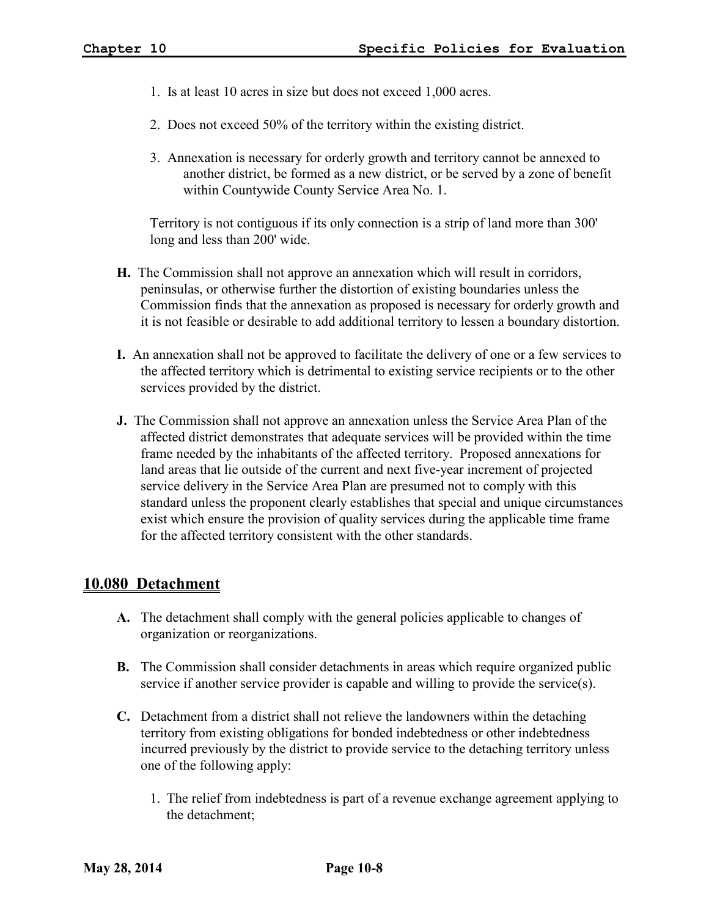1. Is at least 10 acres in size but does not exceed 1,000 acres.

2. Does not exceed 50% of the territory within the existing district.

3. Annexation is necessary for orderly growth and territory cannot be annexed to another district, be formed as a new district, or be served by a zone of benefit within Countywide County Service Area No. 1.

Territory is not contiguous if its only connection is a strip of land more than 300' long and less than 200' wide.

**H.** The Commission shall not approve an annexation which will result in corridors, peninsulas, or otherwise further the distortion of existing boundaries unless the Commission finds that the annexation as proposed is necessary for orderly growth and it is not feasible or desirable to add additional territory to lessen a boundary distortion.

**I.** An annexation shall not be approved to facilitate the delivery of one or a few services to the affected territory which is detrimental to existing service recipients or to the other services provided by the district.

**J.** The Commission shall not approve an annexation unless the Service Area Plan of the affected district demonstrates that adequate services will be provided within the time frame needed by the inhabitants of the affected territory. Proposed annexations for land areas that lie outside of the current and next five-year increment of projected service delivery in the Service Area Plan are presumed not to comply with this standard unless the proponent clearly establishes that special and unique circumstances exist which ensure the provision of quality services during the applicable time frame for the affected territory consistent with the other standards.

## 10.080 Detachment

**A.** The detachment shall comply with the general policies applicable to changes of organization or reorganizations.

**B.** The Commission shall consider detachments in areas which require organized public service if another service provider is capable and willing to provide the service(s).

**C.** Detachment from a district shall not relieve the landowners within the detaching territory from existing obligations for bonded indebtedness or other indebtedness incurred previously by the district to provide service to the detaching territory unless one of the following apply:

1. The relief from indebtedness is part of a revenue exchange agreement applying to the detachment;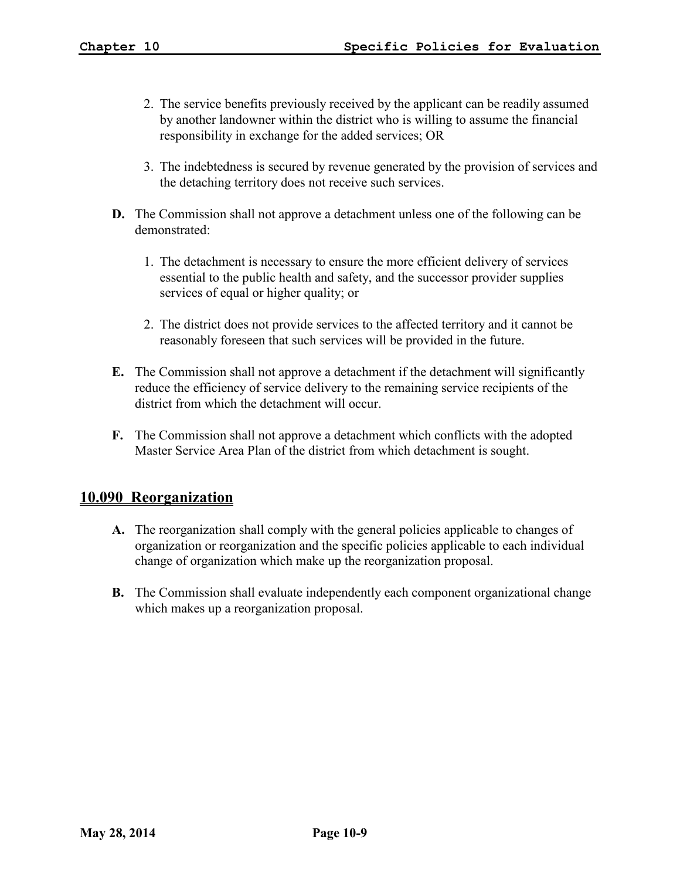2. The service benefits previously received by the applicant can be readily assumed by another landowner within the district who is willing to assume the financial responsibility in exchange for the added services; OR

3. The indebtedness is secured by revenue generated by the provision of services and the detaching territory does not receive such services.

**D.** The Commission shall not approve a detachment unless one of the following can be demonstrated:

1. The detachment is necessary to ensure the more efficient delivery of services essential to the public health and safety, and the successor provider supplies services of equal or higher quality; or

2. The district does not provide services to the affected territory and it cannot be reasonably foreseen that such services will be provided in the future.

**E.** The Commission shall not approve a detachment if the detachment will significantly reduce the efficiency of service delivery to the remaining service recipients of the district from which the detachment will occur.

**F.** The Commission shall not approve a detachment which conflicts with the adopted Master Service Area Plan of the district from which detachment is sought.

## 10.090 Reorganization

**A.** The reorganization shall comply with the general policies applicable to changes of organization or reorganization and the specific policies applicable to each individual change of organization which make up the reorganization proposal.

**B.** The Commission shall evaluate independently each component organizational change which makes up a reorganization proposal.